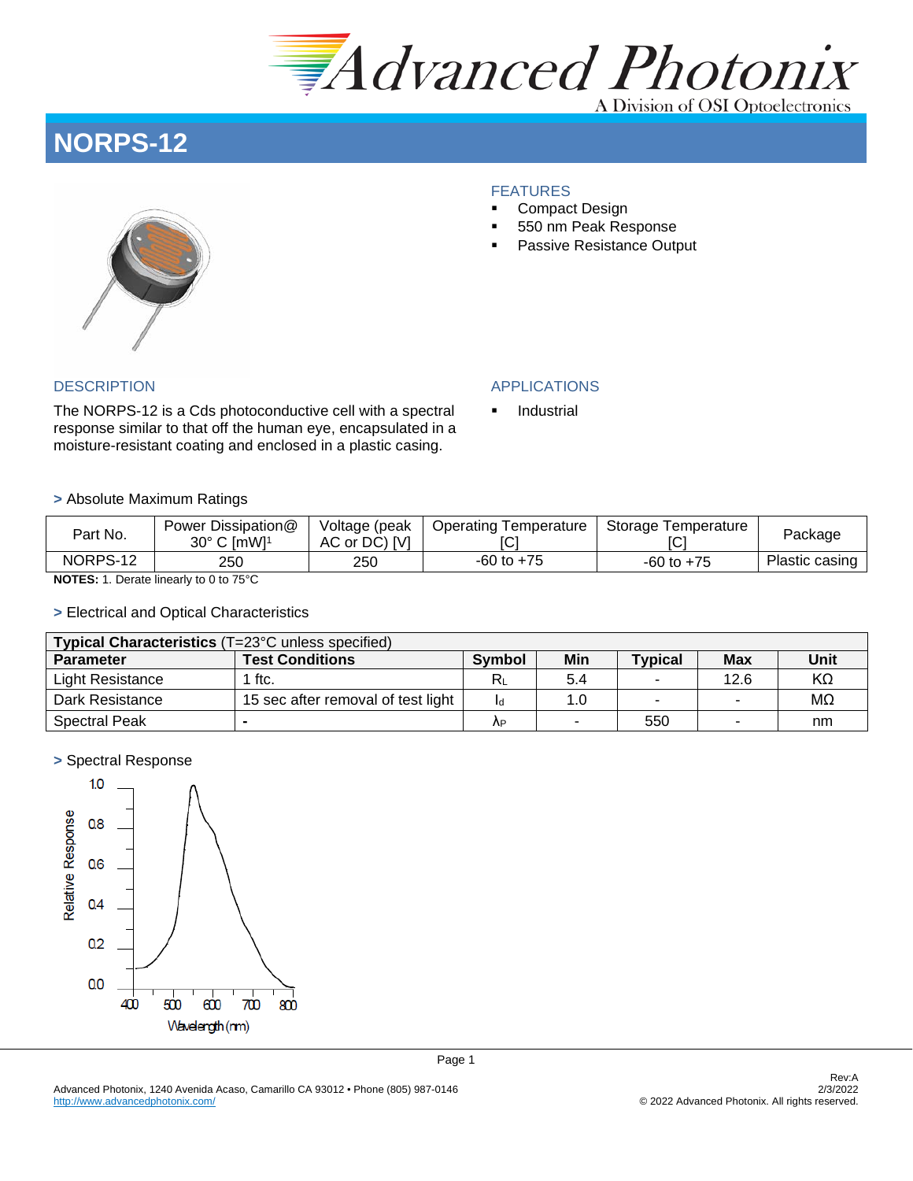# NORPS-12

## FEATURES

- Compact Design
- 550 nm Peak Response
- Passive Resistance Output

## DESCRIPTION

The NORPS-12 is a Cds photoconductive cell with a spectral response similar to that off the human eye, encapsulated in a moisture-resistant coating and enclosed in a plastic casing.

## APPLICATIONS

- Industrial

### > Absolute Maximum Ratings

| Part No. | Power Dissipation@ 30° C [mW][1] | Voltage (peak AC or DC) [V] | Operating Temperature [C] | Storage Temperature [C] | Package |
|---|---|---|---|---|---|
| NORPS-12 | 250 | 250 | -60 to +75 | -60 to +75 | Plastic casing |

**NOTES:** 1. Derate linearly to 0 to 75°C

### > Electrical and Optical Characteristics

| **Typical Characteristics** (T=23°C unless specified) | | | | | | |
|---|---|---|---|---|---|---|
| **Parameter** | **Test Conditions** | **Symbol** | **Min** | **Typical** | **Max** | **Unit** |
| Light Resistance | 1 ftc. | $R_L$ | 5.4 | - | 12.6 | KΩ |
| Dark Resistance | 15 sec after removal of test light | $I_d$ | 1.0 | - | - | MΩ |
| Spectral Peak | - | $\lambda_P$ | - | 550 | - | nm |

### > Spectral Response

Relative Response vs. Wavelength (nm)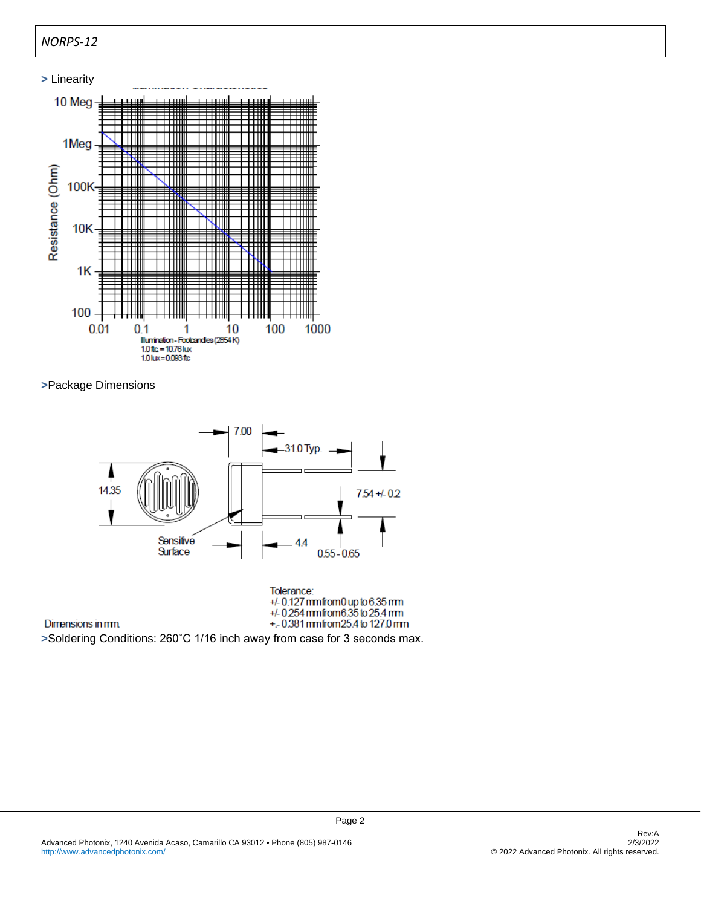> Linearity

Resistance (Ohm)

10 Meg, 1Meg, 100K, 10K, 1K, 100

0.01, 0.1, 1, 10, 100, 1000

Illumination - Footcandles (2854 K)
1.0 ftc = 10.76 lux
1.0 lux = 0.093 ftc

>Package Dimensions

7.00

31.0 Typ.

14.35

7.54 +/- 0.2

Sensitive Surface

4.4

0.55 - 0.65

Dimensions in mm

Tolerance:
+/- 0.127 mm from 0 up to 6.35 mm
+/- 0.254 mm from 6.35 to 25.4 mm
+.- 0.381 mm from 25.4 to 127.0 mm

>Soldering Conditions: 260˚C 1/16 inch away from case for 3 seconds max.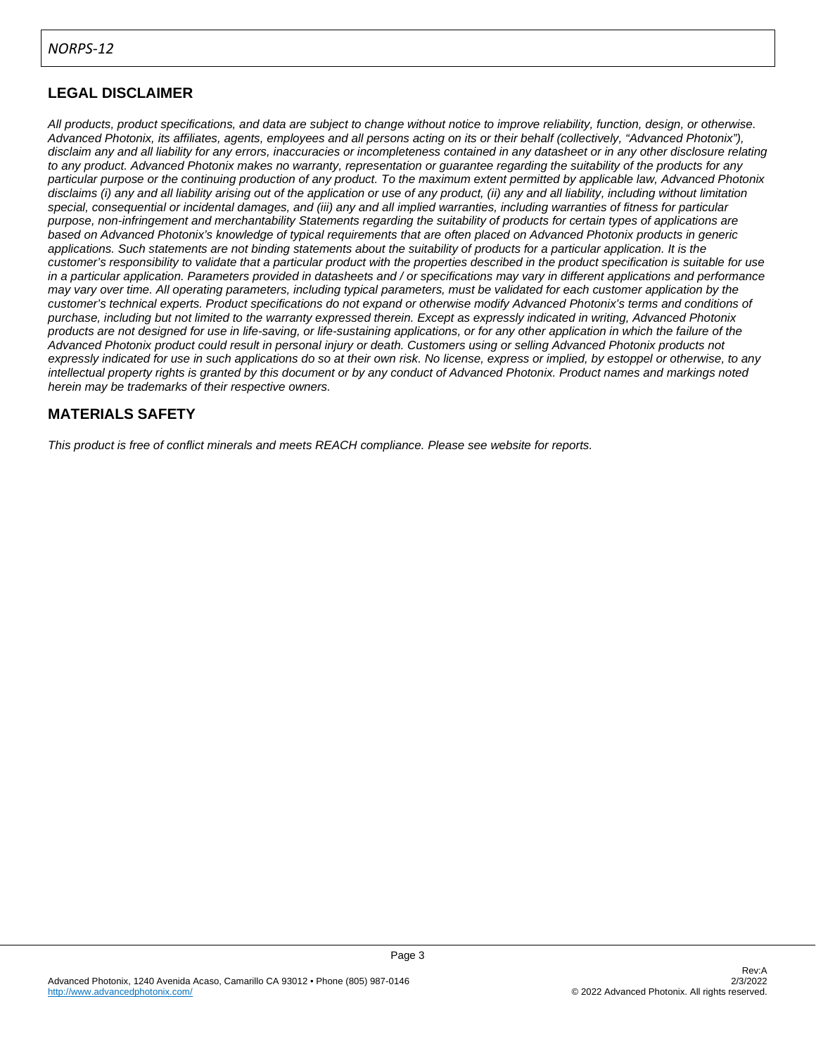## LEGAL DISCLAIMER

*All products, product specifications, and data are subject to change without notice to improve reliability, function, design, or otherwise. Advanced Photonix, its affiliates, agents, employees and all persons acting on its or their behalf (collectively, "Advanced Photonix"), disclaim any and all liability for any errors, inaccuracies or incompleteness contained in any datasheet or in any other disclosure relating to any product. Advanced Photonix makes no warranty, representation or guarantee regarding the suitability of the products for any particular purpose or the continuing production of any product. To the maximum extent permitted by applicable law, Advanced Photonix disclaims (i) any and all liability arising out of the application or use of any product, (ii) any and all liability, including without limitation special, consequential or incidental damages, and (iii) any and all implied warranties, including warranties of fitness for particular purpose, non-infringement and merchantability Statements regarding the suitability of products for certain types of applications are based on Advanced Photonix's knowledge of typical requirements that are often placed on Advanced Photonix products in generic applications. Such statements are not binding statements about the suitability of products for a particular application. It is the customer's responsibility to validate that a particular product with the properties described in the product specification is suitable for use in a particular application. Parameters provided in datasheets and / or specifications may vary in different applications and performance may vary over time. All operating parameters, including typical parameters, must be validated for each customer application by the customer's technical experts. Product specifications do not expand or otherwise modify Advanced Photonix's terms and conditions of purchase, including but not limited to the warranty expressed therein. Except as expressly indicated in writing, Advanced Photonix products are not designed for use in life-saving, or life-sustaining applications, or for any other application in which the failure of the Advanced Photonix product could result in personal injury or death. Customers using or selling Advanced Photonix products not expressly indicated for use in such applications do so at their own risk. No license, express or implied, by estoppel or otherwise, to any intellectual property rights is granted by this document or by any conduct of Advanced Photonix. Product names and markings noted herein may be trademarks of their respective owners.*

## MATERIALS SAFETY

*This product is free of conflict minerals and meets REACH compliance. Please see website for reports.*